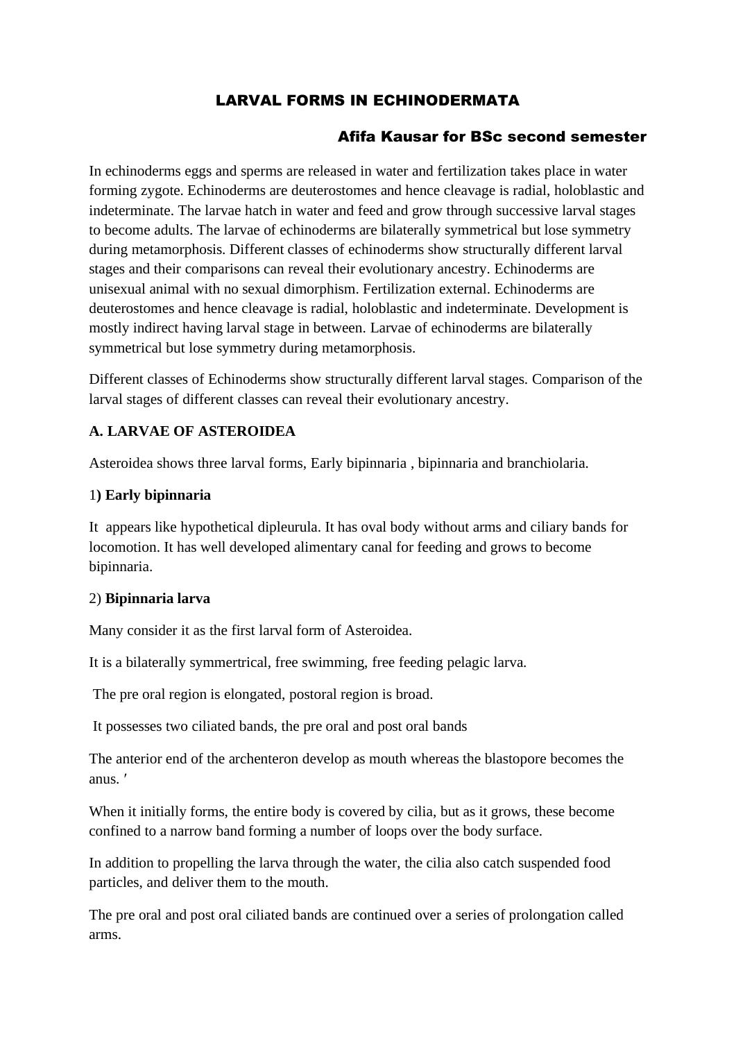# LARVAL FORMS IN ECHINODERMATA

**Afifa Kausar for BSc second semester**

In echinoderms eggs and sperms are released in water and fertilization takes place in water forming zygote. Echinoderms are deuterostomes and hence cleavage is radial, holoblastic and indeterminate. The larvae hatch in water and feed and grow through successive larval stages to become adults. The larvae of echinoderms are bilaterally symmetrical but lose symmetry during metamorphosis. Different classes of echinoderms show structurally different larval stages and their comparisons can reveal their evolutionary ancestry. Echinoderms are unisexual animal with no sexual dimorphism. Fertilization external. Echinoderms are deuterostomes and hence cleavage is radial, holoblastic and indeterminate. Development is mostly indirect having larval stage in between. Larvae of echinoderms are bilaterally symmetrical but lose symmetry during metamorphosis.

Different classes of Echinoderms show structurally different larval stages. Comparison of the larval stages of different classes can reveal their evolutionary ancestry.

## A. LARVAE OF ASTEROIDEA

Asteroidea shows three larval forms, Early bipinnaria , bipinnaria and branchiolaria.

### 1) Early bipinnaria

It appears like hypothetical dipleurula. It has oval body without arms and ciliary bands for locomotion. It has well developed alimentary canal for feeding and grows to become bipinnaria.

### 2) Bipinnaria larva

Many consider it as the first larval form of Asteroidea.

It is a bilaterally symmertrical, free swimming, free feeding pelagic larva.

The pre oral region is elongated, postoral region is broad.

It possesses two ciliated bands, the pre oral and post oral bands

The anterior end of the archenteron develop as mouth whereas the blastopore becomes the anus. ′

When it initially forms, the entire body is covered by cilia, but as it grows, these become confined to a narrow band forming a number of loops over the body surface.

In addition to propelling the larva through the water, the cilia also catch suspended food particles, and deliver them to the mouth.

The pre oral and post oral ciliated bands are continued over a series of prolongation called arms.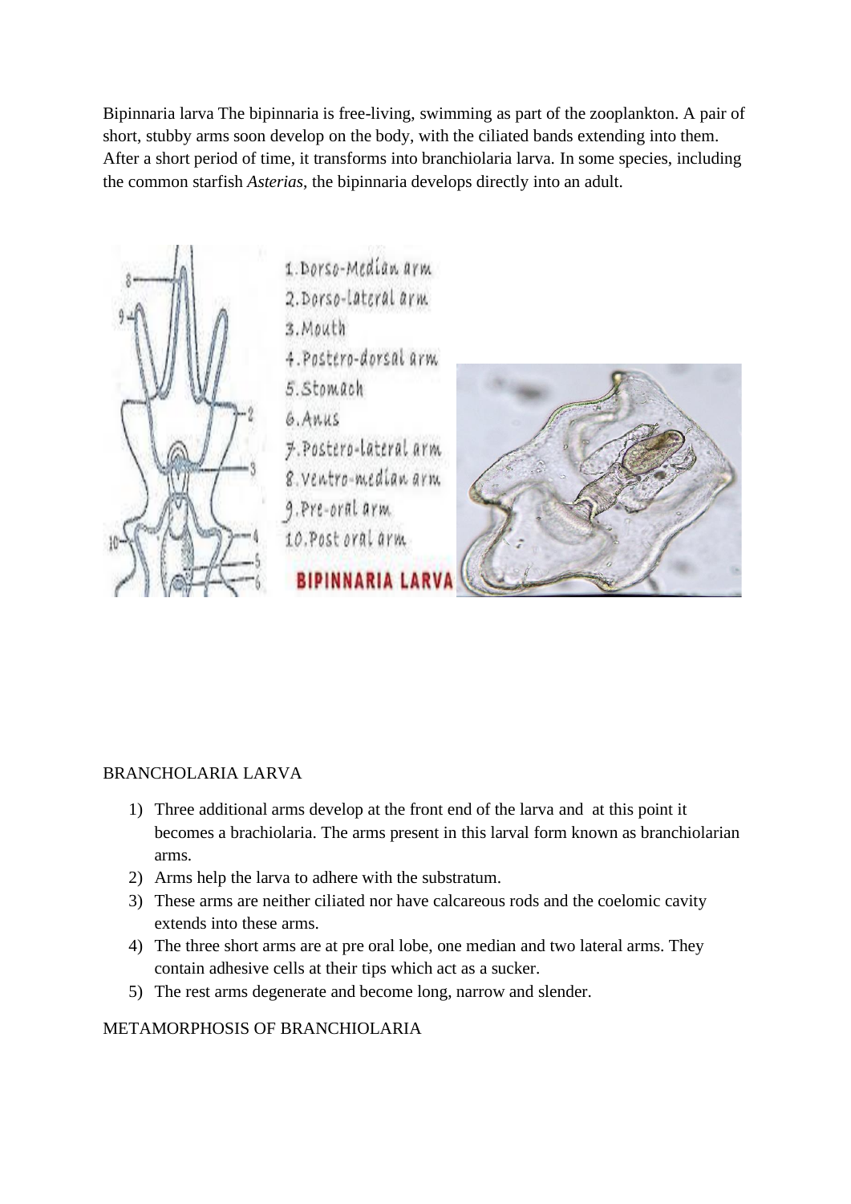Bipinnaria larva The bipinnaria is free-living, swimming as part of the zooplankton. A pair of short, stubby arms soon develop on the body, with the ciliated bands extending into them. After a short period of time, it transforms into branchiolaria larva. In some species, including the common starfish *Asterias*, the bipinnaria develops directly into an adult.

1. Dorso-Median arm
2. Dorso-lateral arm
3. Mouth
4. Postero-dorsal arm
5. Stomach
6. Anus
7. Postero-lateral arm
8. Ventro-median arm
9. Pre-oral arm
10. Post oral arm

**BIPINNARIA LARVA**

BRANCHOLARIA LARVA

1) Three additional arms develop at the front end of the larva and at this point it becomes a brachiolaria. The arms present in this larval form known as branchiolarian arms.
2) Arms help the larva to adhere with the substratum.
3) These arms are neither ciliated nor have calcareous rods and the coelomic cavity extends into these arms.
4) The three short arms are at pre oral lobe, one median and two lateral arms. They contain adhesive cells at their tips which act as a sucker.
5) The rest arms degenerate and become long, narrow and slender.

METAMORPHOSIS OF BRANCHIOLARIA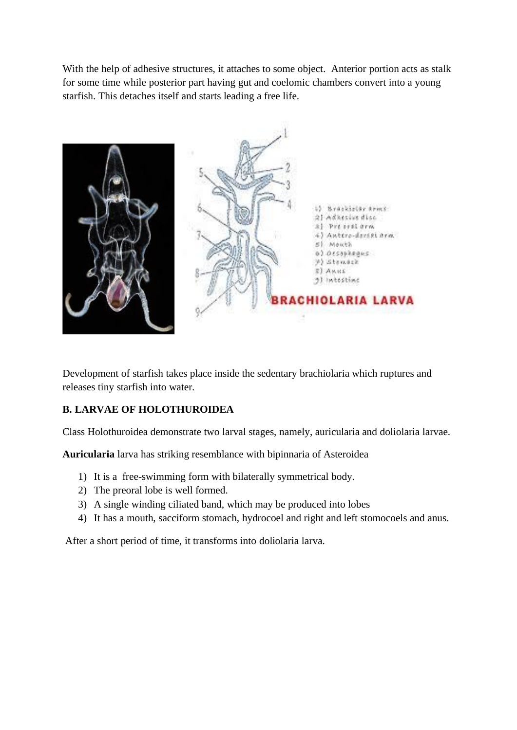With the help of adhesive structures, it attaches to some object. Anterior portion acts as stalk for some time while posterior part having gut and coelomic chambers convert into a young starfish. This detaches itself and starts leading a free life.

Development of starfish takes place inside the sedentary brachiolaria which ruptures and releases tiny starfish into water.

**B. LARVAE OF HOLOTHUROIDEA**

Class Holothuroidea demonstrate two larval stages, namely, auricularia and doliolaria larvae.

**Auricularia** larva has striking resemblance with bipinnaria of Asteroidea

1) It is a free-swimming form with bilaterally symmetrical body.
2) The preoral lobe is well formed.
3) A single winding ciliated band, which may be produced into lobes
4) It has a mouth, sacciform stomach, hydrocoel and right and left stomocoels and anus.

After a short period of time, it transforms into doliolaria larva.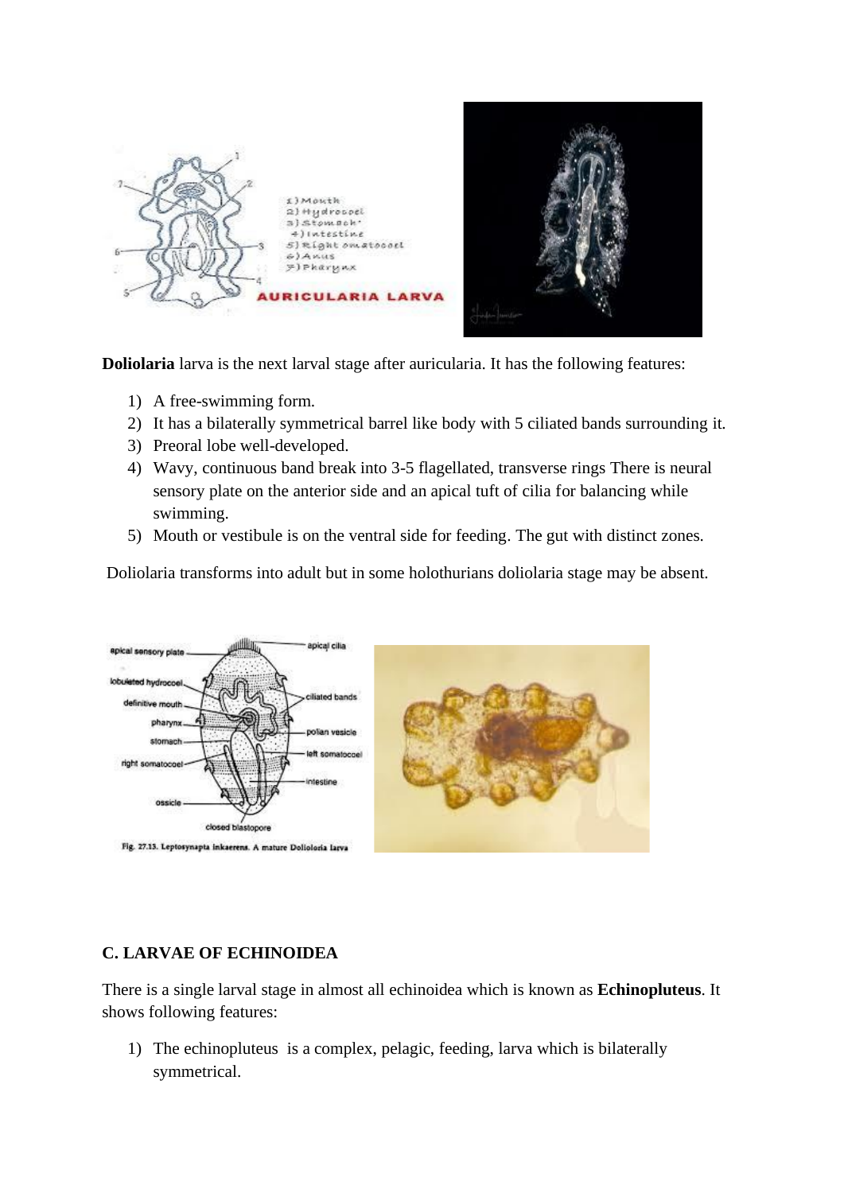AURICULARIA LARVA

**Doliolaria** larva is the next larval stage after auricularia. It has the following features:

1) A free-swimming form.
2) It has a bilaterally symmetrical barrel like body with 5 ciliated bands surrounding it.
3) Preoral lobe well-developed.
4) Wavy, continuous band break into 3-5 flagellated, transverse rings There is neural sensory plate on the anterior side and an apical tuft of cilia for balancing while swimming.
5) Mouth or vestibule is on the ventral side for feeding. The gut with distinct zones.

Doliolaria transforms into adult but in some holothurians doliolaria stage may be absent.

Fig. 27.13. Leptosynapta inkaerens. A mature Dolioloria larva

## C. LARVAE OF ECHINOIDEA

There is a single larval stage in almost all echinoidea which is known as **Echinopluteus**. It shows following features:

1) The echinopluteus is a complex, pelagic, feeding, larva which is bilaterally symmetrical.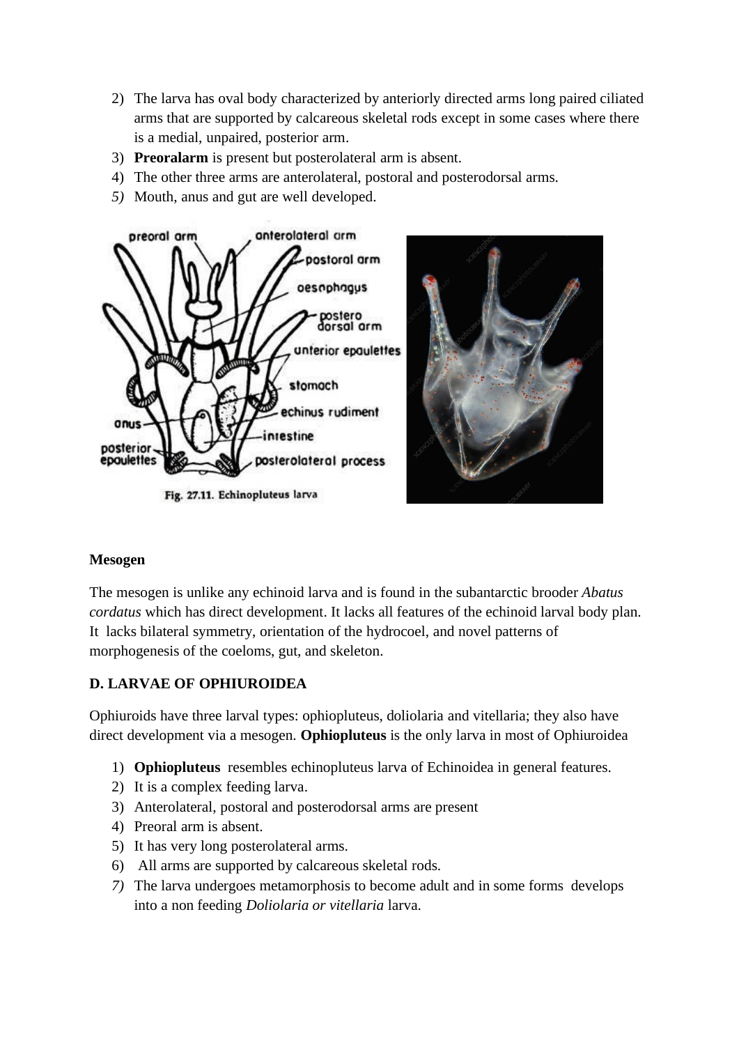2) The larva has oval body characterized by anteriorly directed arms long paired ciliated arms that are supported by calcareous skeletal rods except in some cases where there is a medial, unpaired, posterior arm.
3) **Preoralarm** is present but posterolateral arm is absent.
4) The other three arms are anterolateral, postoral and posterodorsal arms.
5) Mouth, anus and gut are well developed.

Fig. 27.11. Echinopluteus larva

**Mesogen**

The mesogen is unlike any echinoid larva and is found in the subantarctic brooder *Abatus cordatus* which has direct development. It lacks all features of the echinoid larval body plan. It lacks bilateral symmetry, orientation of the hydrocoel, and novel patterns of morphogenesis of the coeloms, gut, and skeleton.

**D. LARVAE OF OPHIUROIDEA**

Ophiuroids have three larval types: ophiopluteus, doliolaria and vitellaria; they also have direct development via a mesogen. **Ophiopluteus** is the only larva in most of Ophiuroidea

1) **Ophiopluteus** resembles echinopluteus larva of Echinoidea in general features.
2) It is a complex feeding larva.
3) Anterolateral, postoral and posterodorsal arms are present
4) Preoral arm is absent.
5) It has very long posterolateral arms.
6) All arms are supported by calcareous skeletal rods.
7) The larva undergoes metamorphosis to become adult and in some forms develops into a non feeding *Doliolaria or vitellaria* larva.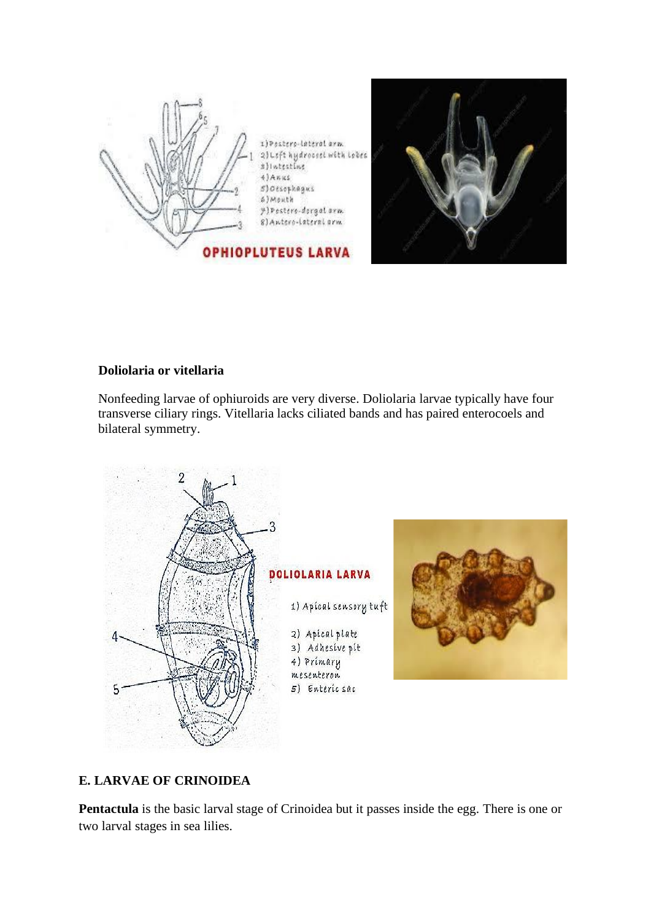1) Postero-lateral arm
2) Left hydrocoel with lobes
3) Intestine
4) Anus
5) Oesophagus
6) Mouth
7) Postero-dorsal arm
8) Antero-lateral arm

**OPHIOPLUTEUS LARVA**

**Doliolaria or vitellaria**

Nonfeeding larvae of ophiuroids are very diverse. Doliolaria larvae typically have four transverse ciliary rings. Vitellaria lacks ciliated bands and has paired enterocoels and bilateral symmetry.

**DOLIOLARIA LARVA**

1) Apical sensory tuft
2) Apical plate
3) Adhesive pit
4) Primary mesenteron
5) Enteric sac

## E. LARVAE OF CRINOIDEA

**Pentactula** is the basic larval stage of Crinoidea but it passes inside the egg. There is one or two larval stages in sea lilies.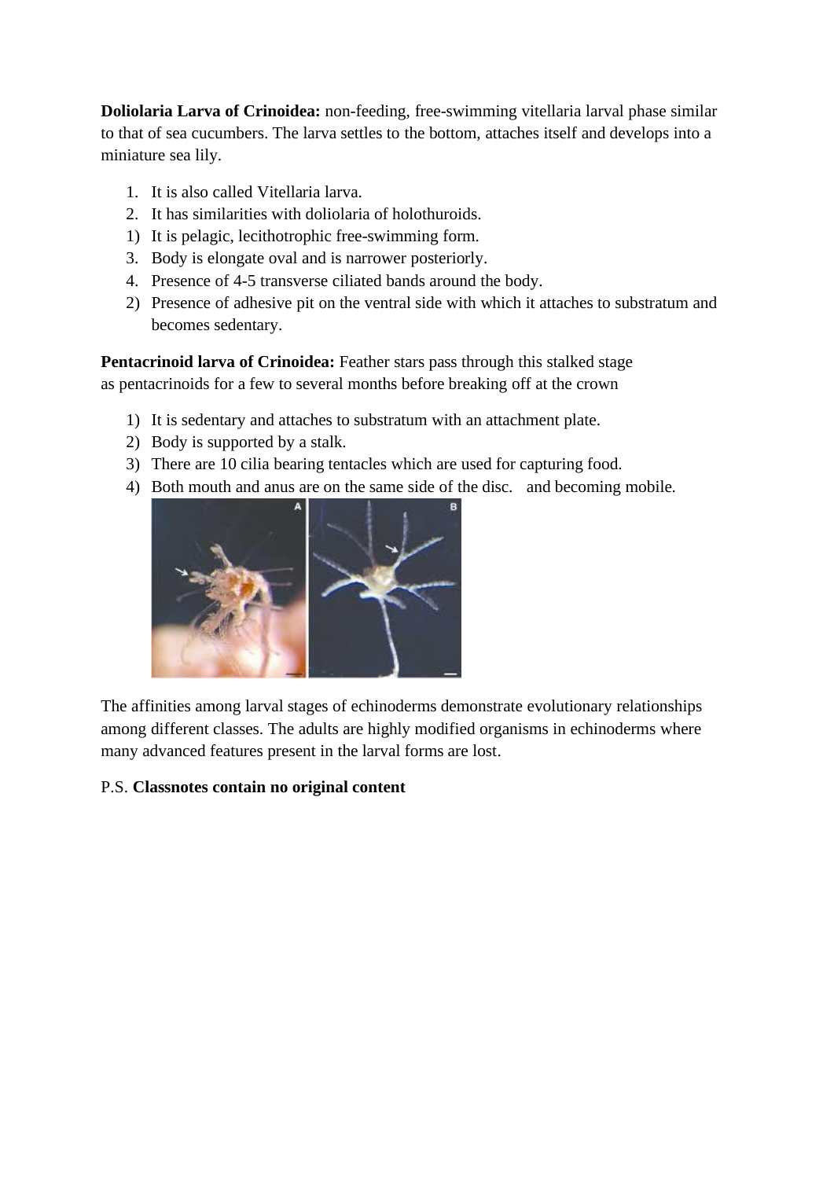**Doliolaria Larva of Crinoidea:** non-feeding, free-swimming vitellaria larval phase similar to that of sea cucumbers. The larva settles to the bottom, attaches itself and develops into a miniature sea lily.

1. It is also called Vitellaria larva.
2. It has similarities with doliolaria of holothuroids.

1) It is pelagic, lecithotrophic free-swimming form.

3. Body is elongate oval and is narrower posteriorly.
4. Presence of 4-5 transverse ciliated bands around the body.

2) Presence of adhesive pit on the ventral side with which it attaches to substratum and becomes sedentary.

**Pentacrinoid larva of Crinoidea:** Feather stars pass through this stalked stage as pentacrinoids for a few to several months before breaking off at the crown

1) It is sedentary and attaches to substratum with an attachment plate.
2) Body is supported by a stalk.
3) There are 10 cilia bearing tentacles which are used for capturing food.
4) Both mouth and anus are on the same side of the disc. and becoming mobile.

A B

The affinities among larval stages of echinoderms demonstrate evolutionary relationships among different classes. The adults are highly modified organisms in echinoderms where many advanced features present in the larval forms are lost.

P.S. **Classnotes contain no original content**